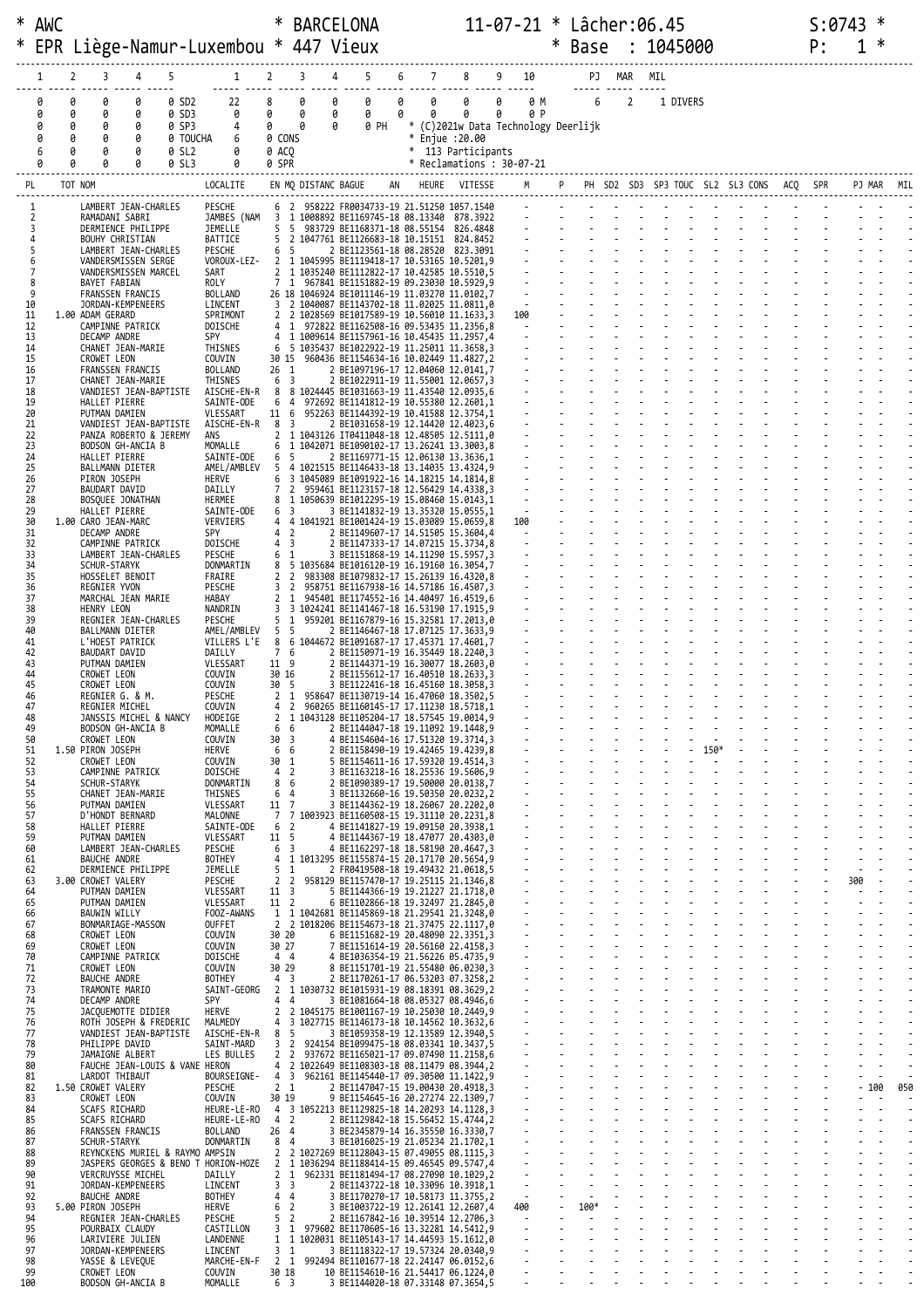\* AWC \* BARCELONA 11-07-21 \* Lâcher:06.45 S:0743 \*

\* EPR Liège-Namur-Luxembou \* 447 Vieux \* Base : 1045000 P: 1 \*

| 1 | 2 | 3 | 4 | 5 | | 1 | 2 | 3 | 4 | 5 | 6 | 7 | 8 | 9 | 10 | | PJ | MAR | MIL |
|---|---|---|---|---|---|---|---|---|---|---|---|---|---|---|---|---|---|---|---|
| 0 | 0 | 0 | 0 | 0 | SD2 | 22 | 8 | 0 | 0 | 0 | 0 | 0 | 0 | 0 | 0 | M | 6 | 2 | 1 DIVERS |
| 0 | 0 | 0 | 0 | 0 | SD3 | 0 | 0 | 0 | 0 | 0 | 0 | 0 | 0 | 0 | 0 | P | | | |
| 0 | 0 | 0 | 0 | 0 | SP3 | 4 | 0 | 0 | 0 | 0 PH | | | | | | | | | |
| 0 | 0 | 0 | 0 | 0 | TOUCHA | 6 | 0 CONS | | | | | | | | | | | | |
| 6 | 0 | 0 | 0 | 0 | SL2 | 0 | 0 ACQ | | | | | | | | | | | | |
| 0 | 0 | 0 | 0 | 0 | SL3 | 0 | 0 SPR | | | | | | | | | | | | |

\* (C)2021w Data Technology Deerlijk
\* Enjue :20.00
\* 113 Participants
\* Reclamations : 30-07-21

| PL | TOT | NOM | LOCALITE | EN | MQ | DISTANC | BAGUE | AN | HEURE | VITESSE | M | P | PH | SD2 | SD3 | SP3 | TOUC | SL2 | SL3 | CONS | ACQ | SPR | PJ | MAR | MIL |
|---|---|---|---|---|---|---|---|---|---|---|---|---|---|---|---|---|---|---|---|---|---|---|---|---|---|
| 1 | | LAMBERT JEAN-CHARLES | PESCHE | 6 | 2 | 958222 | FR0034733-19 | | 21.51250 | 1057.1540 | - | - | - | - | - | - | - | - | - | - | - | - | - | - | - |
| 2 | | RAMADANI SABRI | JAMBES (NAM | 3 | 1 | 1008892 | BE1169745-18 | | 08.13340 | 878.3922 | - | - | - | - | - | - | - | - | - | - | - | - | - | - | - |
| 3 | | DERMIENCE PHILIPPE | JEMELLE | 5 | 5 | 983729 | BE1168371-18 | | 08.55154 | 826.4848 | - | - | - | - | - | - | - | - | - | - | - | - | - | - | - |
| 4 | | BOUHY CHRISTIAN | BATTICE | 5 | 2 | 1047761 | BE1126683-18 | | 10.15151 | 824.8452 | - | - | - | - | - | - | - | - | - | - | - | - | - | - | - |
| 5 | | LAMBERT JEAN-CHARLES | PESCHE | 6 | 5 | | 2 BE1123561-18 | | 08.28520 | 823.3091 | - | - | - | - | - | - | - | - | - | - | - | - | - | - | - |
| 6 | | VANDERSMISSEN SERGE | VOROUX-LEZ- | 2 | 1 | 1045995 | BE1119418-17 | | 10.53165 | 10.5201,9 | - | - | - | - | - | - | - | - | - | - | - | - | - | - | - |
| 7 | | VANDERSMISSEN MARCEL | SART | 2 | 1 | 1035240 | BE1112822-17 | | 10.42585 | 10.5510,5 | - | - | - | - | - | - | - | - | - | - | - | - | - | - | - |
| 8 | | BAYET FABIAN | ROLY | 7 | 1 | 967841 | BE1151882-19 | | 09.23030 | 10.5929,5 | - | - | - | - | - | - | - | - | - | - | - | - | - | - | - |
| 9 | | FRANSSEN FRANCIS | BOLLAND | 26 | 18 | 1046924 | BE1011146-19 | | 11.03270 | 11.0102,7 | - | - | - | - | - | - | - | - | - | - | - | - | - | - | - |
| 10 | | JORDAN-KEMPENEERS | LINCENT | 3 | 2 | 1040087 | BE1143702-18 | | 11.02025 | 11.0811,0 | - | - | - | - | - | - | - | - | - | - | - | - | - | - | - |
| 11 | 1.00 | ADAM GERARD | SPRIMONT | 2 | 2 | 1028569 | BE1017589-19 | | 10.56010 | 11.1633,3 | 100 | - | - | - | - | - | - | - | - | - | - | - | - | - | - |
| 12 | | CAMPINNE PATRICK | DOISCHE | 4 | 1 | 972822 | BE1162508-16 | | 09.53435 | 11.2356,8 | - | - | - | - | - | - | - | - | - | - | - | - | - | - | - |
| 13 | | DECAMP ANDRE | SPY | 4 | 1 | 1009614 | BE1157961-16 | | 10.45435 | 11.2957,4 | - | - | - | - | - | - | - | - | - | - | - | - | - | - | - |
| 14 | | CHANET JEAN-MARIE | THISNES | 6 | 5 | 1035437 | BE1022922-19 | | 11.25011 | 11.3658,3 | - | - | - | - | - | - | - | - | - | - | - | - | - | - | - |
| 15 | | CROWET LEON | COUVIN | 30 | 15 | 960436 | BE1154634-16 | | 10.02449 | 11.4827,2 | - | - | - | - | - | - | - | - | - | - | - | - | - | - | - |
| 16 | | FRANSSEN FRANCIS | BOLLAND | 26 | 1 | | 2 BE1097196-17 | | 12.04060 | 12.0141,7 | - | - | - | - | - | - | - | - | - | - | - | - | - | - | - |
| 17 | | CHANET JEAN-MARIE | THISNES | 6 | 3 | | 2 BE1022911-19 | | 11.55001 | 12.0657,3 | - | - | - | - | - | - | - | - | - | - | - | - | - | - | - |
| 18 | | VANDIEST JEAN-BAPTISTE | AISCHE-EN-R | 8 | 8 | 1024445 | BE1031663-19 | | 11.43540 | 12.0935,6 | - | - | - | - | - | - | - | - | - | - | - | - | - | - | - |
| 19 | | HALLET PIERRE | SAINTE-ODE | 6 | 4 | 972692 | BE1141812-19 | | 10.55380 | 12.2601,1 | - | - | - | - | - | - | - | - | - | - | - | - | - | - | - |
| 20 | | PUTMAN DAMIEN | VLESSART | 11 | 6 | 952263 | BE1144392-19 | | 10.41588 | 12.3754,1 | - | - | - | - | - | - | - | - | - | - | - | - | - | - | - |
| 21 | | VANDIEST JEAN-BAPTISTE | AISCHE-EN-R | 8 | 3 | | 2 BE1031658-19 | | 12.14420 | 12.4023,6 | - | - | - | - | - | - | - | - | - | - | - | - | - | - | - |
| 22 | | PANZA ROBERTO & JEREMY | ANS | 2 | 1 | 1043126 | IT0411048-18 | | 12.48505 | 12.5111,0 | - | - | - | - | - | - | - | - | - | - | - | - | - | - | - |
| 23 | | BODSON GH-ANCIA B | MOMALLE | 6 | 1 | 1042071 | BE1090102-17 | | 13.26241 | 13.3003,8 | - | - | - | - | - | - | - | - | - | - | - | - | - | - | - |
| 24 | | HALLET PIERRE | SAINTE-ODE | 6 | 5 | | 2 BE1169771-15 | | 12.06130 | 13.3636,1 | - | - | - | - | - | - | - | - | - | - | - | - | - | - | - |
| 25 | | BALLMANN DIETER | AMEL/AMBLEV | 5 | 4 | 1021515 | BE1146433-18 | | 13.14035 | 13.4324,9 | - | - | - | - | - | - | - | - | - | - | - | - | - | - | - |
| 26 | | PIRON JOSEPH | HERVE | 6 | 3 | 1045089 | BE1091922-16 | | 14.18215 | 14.1814,8 | - | - | - | - | - | - | - | - | - | - | - | - | - | - | - |
| 27 | | BAUDART DAVID | DAILLY | 7 | 2 | 959461 | BE1123157-18 | | 12.56429 | 14.4338,3 | - | - | - | - | - | - | - | - | - | - | - | - | - | - | - |
| 28 | | BOSQUEE JONATHAN | HERMEE | 8 | 1 | 1050639 | BE1012295-19 | | 15.08460 | 15.0143,1 | - | - | - | - | - | - | - | - | - | - | - | - | - | - | - |
| 29 | | HALLET PIERRE | SAINTE-ODE | 6 | 3 | | 3 BE1141832-19 | | 13.35320 | 15.0555,1 | - | - | - | - | - | - | - | - | - | - | - | - | - | - | - |
| 30 | 1.00 | CARO JEAN-MARC | VERVIERS | 4 | 4 | 1041921 | BE1001424-19 | | 15.03089 | 15.0659,8 | 100 | - | - | - | - | - | - | - | - | - | - | - | - | - | - |
| 31 | | DECAMP ANDRE | SPY | 4 | 2 | | 2 BE1149607-17 | | 14.51505 | 15.3604,4 | - | - | - | - | - | - | - | - | - | - | - | - | - | - | - |
| 32 | | CAMPINNE PATRICK | DOISCHE | 4 | 3 | | 2 BE1147333-17 | | 14.07215 | 15.3734,8 | - | - | - | - | - | - | - | - | - | - | - | - | - | - | - |
| 33 | | LAMBERT JEAN-CHARLES | PESCHE | 6 | 1 | | 3 BE1151868-19 | | 14.11290 | 15.5957,3 | - | - | - | - | - | - | - | - | - | - | - | - | - | - | - |
| 34 | | SCHUR-STARYK | DONMARTIN | 8 | 5 | 1035684 | BE1016120-19 | | 16.19160 | 16.3054,7 | - | - | - | - | - | - | - | - | - | - | - | - | - | - | - |
| 35 | | HOSSELET BENOIT | FRAIRE | 2 | 2 | 983308 | BE1079832-17 | | 15.26139 | 16.4320,8 | - | - | - | - | - | - | - | - | - | - | - | - | - | - | - |
| 36 | | REGNIER YVON | PESCHE | 3 | 2 | 958751 | BE1167938-16 | | 14.57186 | 16.4507,3 | - | - | - | - | - | - | - | - | - | - | - | - | - | - | - |
| 37 | | MARCHAL JEAN MARIE | HABAY | 2 | 1 | 945401 | BE1174552-16 | | 14.40497 | 16.4519,6 | - | - | - | - | - | - | - | - | - | - | - | - | - | - | - |
| 38 | | HENRY LEON | NANDRIN | 3 | 3 | 1024241 | BE1141467-18 | | 16.53190 | 17.1915,9 | - | - | - | - | - | - | - | - | - | - | - | - | - | - | - |
| 39 | | REGNIER JEAN-CHARLES | PESCHE | 5 | 1 | 959201 | BE1167879-16 | | 15.32581 | 17.2013,0 | - | - | - | - | - | - | - | - | - | - | - | - | - | - | - |
| 40 | | BALLMANN DIETER | AMEL/AMBLEV | 5 | 5 | | 2 BE1146467-18 | | 17.07125 | 17.3633,9 | - | - | - | - | - | - | - | - | - | - | - | - | - | - | - |
| 41 | | L'HOEST PATRICK | VILLERS L'E | 8 | 6 | 1044672 | BE1091687-17 | | 17.45371 | 17.4601,7 | - | - | - | - | - | - | - | - | - | - | - | - | - | - | - |
| 42 | | BAUDART DAVID | DAILLY | 7 | 6 | | 2 BE1150971-19 | | 16.35449 | 18.2240,3 | - | - | - | - | - | - | - | - | - | - | - | - | - | - | - |
| 43 | | PUTMAN DAMIEN | VLESSART | 11 | 9 | | 2 BE1144371-19 | | 16.30077 | 18.2603,0 | - | - | - | - | - | - | - | - | - | - | - | - | - | - | - |
| 44 | | CROWET LEON | COUVIN | 30 | 16 | | 2 BE1155612-17 | | 16.40510 | 18.2633,3 | - | - | - | - | - | - | - | - | - | - | - | - | - | - | - |
| 45 | | CROWET LEON | COUVIN | 30 | 5 | | 3 BE1122416-18 | | 16.45160 | 18.3058,3 | - | - | - | - | - | - | - | - | - | - | - | - | - | - | - |
| 46 | | REGNIER G. & M. | PESCHE | 2 | 1 | 958647 | BE1130719-14 | | 16.47060 | 18.3502,5 | - | - | - | - | - | - | - | - | - | - | - | - | - | - | - |
| 47 | | REGNIER MICHEL | COUVIN | 4 | 2 | 960265 | BE1160145-17 | | 17.11230 | 18.5718,1 | - | - | - | - | - | - | - | - | - | - | - | - | - | - | - |
| 48 | | JANSSIS MICHEL & NANCY | HODEIGE | 2 | 1 | 1043128 | BE1105204-17 | | 18.57545 | 19.0014,9 | - | - | - | - | - | - | - | - | - | - | - | - | - | - | - |
| 49 | | BODSON GH-ANCIA B | MOMALLE | 6 | 6 | | 2 BE1144047-18 | | 19.11092 | 19.1448,9 | - | - | - | - | - | - | - | - | - | - | - | - | - | - | - |
| 50 | | CROWET LEON | COUVIN | 30 | 3 | | 4 BE1154604-16 | | 17.51320 | 19.3714,3 | - | - | - | - | - | - | - | - | - | - | - | - | - | - | - |
| 51 | 1.50 | PIRON JOSEPH | HERVE | 6 | 6 | | 2 BE1158490-19 | | 19.42465 | 19.4239,8 | - | - | - | - | - | - | 150* | - | - | - | - | - | - | - | - |
| 52 | | CROWET LEON | COUVIN | 30 | 1 | | 5 BE1154611-16 | | 17.59320 | 19.4514,3 | - | - | - | - | - | - | - | - | - | - | - | - | - | - | - |
| 53 | | CAMPINNE PATRICK | DOISCHE | 4 | 2 | | 3 BE1163218-16 | | 18.25536 | 19.5606,9 | - | - | - | - | - | - | - | - | - | - | - | - | - | - | - |
| 54 | | SCHUR-STARYK | DONMARTIN | 8 | 6 | | 2 BE1090389-17 | | 19.50000 | 20.0138,7 | - | - | - | - | - | - | - | - | - | - | - | - | - | - | - |
| 55 | | CHANET JEAN-MARIE | THISNES | 6 | 4 | | 3 BE1132660-16 | | 19.50350 | 20.0232,2 | - | - | - | - | - | - | - | - | - | - | - | - | - | - | - |
| 56 | | PUTMAN DAMIEN | VLESSART | 11 | 7 | | 3 BE1144362-19 | | 18.26067 | 20.2202,0 | - | - | - | - | - | - | - | - | - | - | - | - | - | - | - |
| 57 | | D'HONDT BERNARD | MALONNE | 7 | 7 | 1003923 | BE1160508-15 | | 19.31110 | 20.2231,8 | - | - | - | - | - | - | - | - | - | - | - | - | - | - | - |
| 58 | | HALLET PIERRE | SAINTE-ODE | 6 | 2 | | 4 BE1141827-19 | | 19.09150 | 20.3938,1 | - | - | - | - | - | - | - | - | - | - | - | - | - | - | - |
| 59 | | PUTMAN DAMIEN | VLESSART | 11 | 5 | | 4 BE1144367-19 | | 18.47077 | 20.4303,0 | - | - | - | - | - | - | - | - | - | - | - | - | - | - | - |
| 60 | | LAMBERT JEAN-CHARLES | PESCHE | 6 | 3 | | 4 BE1162297-18 | | 18.58190 | 20.4647,3 | - | - | - | - | - | - | - | - | - | - | - | - | - | - | - |
| 61 | | BAUCHE ANDRE | BOTHEY | 4 | 1 | 1013295 | BE1155874-15 | | 20.17170 | 20.5654,9 | - | - | - | - | - | - | - | - | - | - | - | - | - | - | - |
| 62 | | DERMIENCE PHILIPPE | JEMELLE | 5 | 1 | | 2 FR0419508-18 | | 19.49432 | 21.0618,5 | - | - | - | - | - | - | - | - | - | - | - | - | - | - | - |
| 63 | 3.00 | CROWET VALERY | PESCHE | 2 | 2 | 958129 | BE1157470-17 | | 19.25115 | 21.1346,8 | - | - | - | - | - | - | - | - | - | - | - | - | 300 | - | - |
| 64 | | PUTMAN DAMIEN | VLESSART | 11 | 3 | | 5 BE1144366-19 | | 19.21227 | 21.1718,0 | - | - | - | - | - | - | - | - | - | - | - | - | - | - | - |
| 65 | | PUTMAN DAMIEN | VLESSART | 11 | 2 | | 6 BE1102866-18 | | 19.32497 | 21.2845,0 | - | - | - | - | - | - | - | - | - | - | - | - | - | - | - |
| 66 | | BAUWIN WILLY | FOOZ-AWANS | 1 | 1 | 1042681 | BE1145869-18 | | 21.29541 | 21.3248,0 | - | - | - | - | - | - | - | - | - | - | - | - | - | - | - |
| 67 | | BONMARIAGE-MASSON | OUFFET | 2 | 2 | 1018206 | BE1154673-18 | | 21.37475 | 22.1117,0 | - | - | - | - | - | - | - | - | - | - | - | - | - | - | - |
| 68 | | CROWET LEON | COUVIN | 30 | 20 | | 6 BE1151682-19 | | 20.48090 | 22.3351,3 | - | - | - | - | - | - | - | - | - | - | - | - | - | - | - |
| 69 | | CROWET LEON | COUVIN | 30 | 27 | | 7 BE1151614-19 | | 20.56160 | 22.4158,3 | - | - | - | - | - | - | - | - | - | - | - | - | - | - | - |
| 70 | | CAMPINNE PATRICK | DOISCHE | 4 | 4 | | 4 BE1036354-19 | | 21.56226 | 05.4735,9 | - | - | - | - | - | - | - | - | - | - | - | - | - | - | - |
| 71 | | CROWET LEON | COUVIN | 30 | 29 | | 8 BE1151701-19 | | 21.55480 | 06.0230,3 | - | - | - | - | - | - | - | - | - | - | - | - | - | - | - |
| 72 | | BAUCHE ANDRE | BOTHEY | 4 | 3 | | 2 BE1170261-17 | | 06.53203 | 07.3258,2 | - | - | - | - | - | - | - | - | - | - | - | - | - | - | - |
| 73 | | TRAMONTE MARIO | SAINT-GEORG | 2 | 1 | 1030732 | BE1015931-19 | | 08.18391 | 08.3629,2 | - | - | - | - | - | - | - | - | - | - | - | - | - | - | - |
| 74 | | DECAMP ANDRE | SPY | 4 | 4 | | 3 BE1081664-18 | | 08.05327 | 08.4946,6 | - | - | - | - | - | - | - | - | - | - | - | - | - | - | - |
| 75 | | JACQUEMOTTE DIDIER | HERVE | 2 | 2 | 1045175 | BE1001167-19 | | 10.25030 | 10.2449,9 | - | - | - | - | - | - | - | - | - | - | - | - | - | - | - |
| 76 | | ROTH JOSEPH & FREDERIC | MALMEDY | 4 | 3 | 1027715 | BE1146173-18 | | 10.14562 | 10.3632,6 | - | - | - | - | - | - | - | - | - | - | - | - | - | - | - |
| 77 | | VANDIEST JEAN-BAPTISTE | AISCHE-EN-R | 8 | 5 | | 3 BE1059358-19 | | 12.13589 | 12.3940,5 | - | - | - | - | - | - | - | - | - | - | - | - | - | - | - |
| 78 | | PHILIPPE DAVID | SAINT-MARD | 3 | 2 | 924154 | BE1099475-18 | | 08.03341 | 10.3437,5 | - | - | - | - | - | - | - | - | - | - | - | - | - | - | - |
| 79 | | JAMAIGNE ALBERT | LES BULLES | 2 | 2 | 937672 | BE1165021-17 | | 09.07490 | 11.2158,6 | - | - | - | - | - | - | - | - | - | - | - | - | - | - | - |
| 80 | | FAUCHE JEAN-LOUIS & VANE | HERON | 4 | 2 | 1022649 | BE1108303-18 | | 08.11479 | 08.3944,2 | - | - | - | - | - | - | - | - | - | - | - | - | - | - | - |
| 81 | | LARDOT THIBAUT | BOURSEIGNE- | 4 | 3 | 962161 | BE1145440-17 | | 09.30500 | 11.1422,9 | - | - | - | - | - | - | - | - | - | - | - | - | - | - | - |
| 82 | 1.50 | CROWET VALERY | PESCHE | 2 | 1 | | 2 BE1147047-15 | | 19.00430 | 20.4918,3 | - | - | - | - | - | - | - | - | - | - | - | - | - | 100 | 050 |
| 83 | | CROWET LEON | COUVIN | 30 | 19 | | 9 BE1154645-16 | | 20.27274 | 22.1309,7 | - | - | - | - | - | - | - | - | - | - | - | - | - | - | - |
| 84 | | SCAFS RICHARD | HEURE-LE-RO | 4 | 3 | 1052213 | BE1129825-18 | | 14.20293 | 14.1128,3 | - | - | - | - | - | - | - | - | - | - | - | - | - | - | - |
| 85 | | SCAFS RICHARD | HEURE-LE-RO | 4 | 2 | | 2 BE1129842-18 | | 15.56452 | 15.4744,2 | - | - | - | - | - | - | - | - | - | - | - | - | - | - | - |
| 86 | | FRANSSEN FRANCIS | BOLLAND | 26 | 4 | | 3 BE2345879-14 | | 16.35550 | 16.3330,7 | - | - | - | - | - | - | - | - | - | - | - | - | - | - | - |
| 87 | | SCHUR-STARYK | DONMARTIN | 8 | 4 | | 3 BE1016025-19 | | 21.05234 | 21.1702,1 | - | - | - | - | - | - | - | - | - | - | - | - | - | - | - |
| 88 | | REYNCKENS MURIEL & RAYMO | AMPSIN | 2 | 2 | 1027269 | BE1128043-15 | | 07.49055 | 08.1115,3 | - | - | - | - | - | - | - | - | - | - | - | - | - | - | - |
| 89 | | JASPERS GEORGES & BENO T | HORION-HOZE | 2 | 1 | 1036294 | BE1188414-15 | | 09.46545 | 09.5747,4 | - | - | - | - | - | - | - | - | - | - | - | - | - | - | - |
| 90 | | VERCRUYSSE MICHEL | DAILLY | 2 | 1 | 962331 | BE1181494-17 | | 08.27090 | 10.1029,2 | - | - | - | - | - | - | - | - | - | - | - | - | - | - | - |
| 91 | | JORDAN-KEMPENEERS | LINCENT | 3 | 3 | | 2 BE1143722-18 | | 10.33096 | 10.3918,1 | - | - | - | - | - | - | - | - | - | - | - | - | - | - | - |
| 92 | | BAUCHE ANDRE | BOTHEY | 4 | 4 | | 3 BE1170270-17 | | 10.58173 | 11.3755,2 | - | - | - | - | - | - | - | - | - | - | - | - | - | - | - |
| 93 | 5.00 | PIRON JOSEPH | HERVE | 6 | 2 | | 3 BE1003722-19 | | 12.26141 | 12.2607,4 | 400 | - | - | 100* | - | - | - | - | - | - | - | - | - | - | - |
| 94 | | REGNIER JEAN-CHARLES | PESCHE | 5 | 2 | | 2 BE1167842-16 | | 10.39514 | 12.2706,3 | - | - | - | - | - | - | - | - | - | - | - | - | - | - | - |
| 95 | | POURBAIX CLAUDY | CASTILLON | 3 | 1 | 979602 | BE1170605-16 | | 13.32281 | 14.5412,9 | - | - | - | - | - | - | - | - | - | - | - | - | - | - | - |
| 96 | | LARIVIERE JULIEN | LANDENNE | 1 | 1 | 1020031 | BE1105143-17 | | 14.44593 | 15.1612,0 | - | - | - | - | - | - | - | - | - | - | - | - | - | - | - |
| 97 | | JORDAN-KEMPENEERS | LINCENT | 3 | 1 | | 3 BE1118322-17 | | 19.57324 | 20.0340,9 | - | - | - | - | - | - | - | - | - | - | - | - | - | - | - |
| 98 | | YASSE & LEVEQUE | MARCHE-EN-F | 2 | 1 | 992494 | BE1101677-18 | | 22.24147 | 06.0152,6 | - | - | - | - | - | - | - | - | - | - | - | - | - | - | - |
| 99 | | CROWET LEON | COUVIN | 30 | 18 | | 10 BE1154610-16 | | 21.54417 | 06.1224,0 | - | - | - | - | - | - | - | - | - | - | - | - | - | - | - |
| 100 | | BODSON GH-ANCIA B | MOMALLE | 6 | 3 | | 3 BE1144020-18 | | 07.33148 | 07.3654,5 | - | - | - | - | - | - | - | - | - | - | - | - | - | - | - |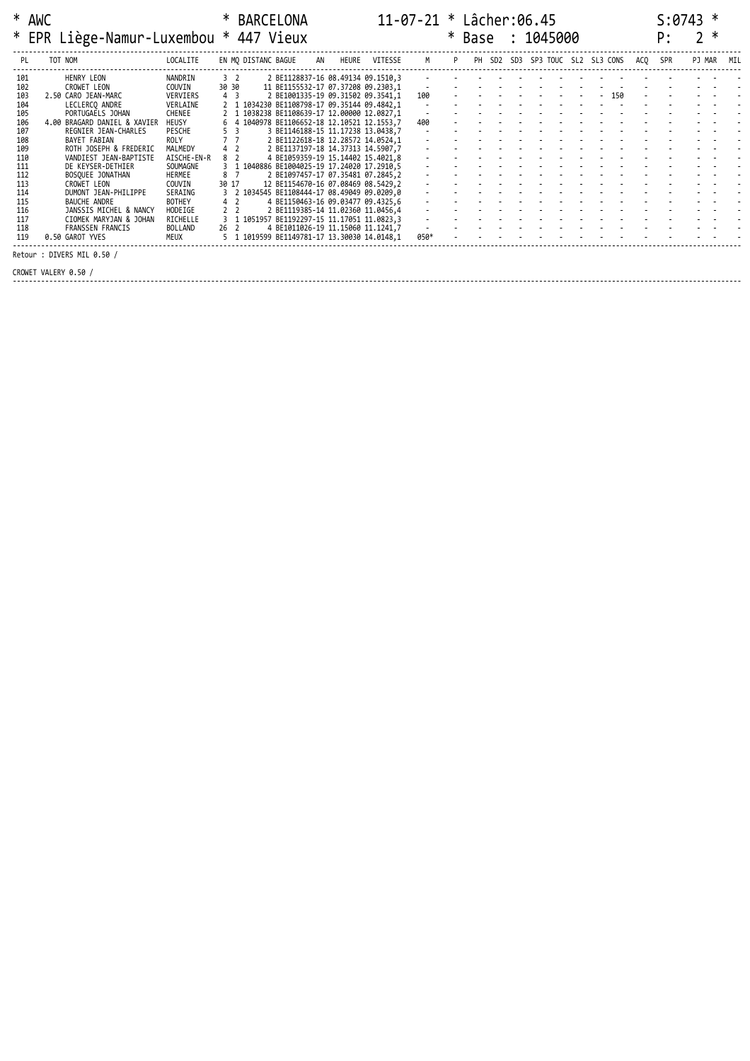\* AWC \* BARCELONA 11-07-21 \* Lâcher:06.45 S:0743 \*
\* EPR Liège-Namur-Luxembou \* 447 Vieux \* Base : 1045000 P: 2 \*

| PL | TOT NOM | LOCALITE | EN MQ DISTANC BAGUE | AN | HEURE | VITESSE | M | P | PH | SD2 | SD3 | SP3 | TOUC | SL2 | SL3 | CONS | ACQ | SPR | PJ | MAR | MIL |
|---|---|---|---|---|---|---|---|---|---|---|---|---|---|---|---|---|---|---|---|---|---|
| 101 | HENRY LEON | NANDRIN | 3 2 | 2 BE1128837-16 | 08.49134 | 09.1510,3 | - | - | - | - | - | - | - | - | - | - | - | - | - | - | - |
| 102 | CROWET LEON | COUVIN | 30 30 | 11 BE1155532-17 | 07.37208 | 09.2303,1 | - | - | - | - | - | - | - | - | - | - | - | - | - | - | - |
| 103 | 2.50 CARO JEAN-MARC | VERVIERS | 4 3 | 2 BE1001335-19 | 09.31502 | 09.3541,1 | 100 | - | - | - | - | - | - | - | - | 150 | - | - | - | - | - |
| 104 | LECLERCQ ANDRE | VERLAINE | 2 1 1034230 | BE1108798-17 | 09.35144 | 09.4842,1 | - | - | - | - | - | - | - | - | - | - | - | - | - | - | - |
| 105 | PORTUGAELS JOHAN | CHENEE | 2 1 1038238 | BE1108639-17 | 12.00000 | 12.0827,1 | - | - | - | - | - | - | - | - | - | - | - | - | - | - | - |
| 106 | 4.00 BRAGARD DANIEL & XAVIER | HEUSY | 6 4 1040978 | BE1106652-18 | 12.10521 | 12.1553,7 | 400 | - | - | - | - | - | - | - | - | - | - | - | - | - | - |
| 107 | REGNIER JEAN-CHARLES | PESCHE | 5 3 | 3 BE1146188-15 | 11.17238 | 13.0438,7 | - | - | - | - | - | - | - | - | - | - | - | - | - | - | - |
| 108 | BAYET FABIAN | ROLY | 7 7 | 2 BE1122618-18 | 12.28572 | 14.0524,1 | - | - | - | - | - | - | - | - | - | - | - | - | - | - | - |
| 109 | ROTH JOSEPH & FREDERIC | MALMEDY | 4 2 | 2 BE1137197-18 | 14.37313 | 14.5907,7 | - | - | - | - | - | - | - | - | - | - | - | - | - | - | - |
| 110 | VANDIEST JEAN-BAPTISTE | AISCHE-EN-R | 8 2 | 4 BE1059359-19 | 15.14402 | 15.4021,8 | - | - | - | - | - | - | - | - | - | - | - | - | - | - | - |
| 111 | DE KEYSER-DETHIER | SOUMAGNE | 3 1 1040886 | BE1004025-19 | 17.24020 | 17.2910,5 | - | - | - | - | - | - | - | - | - | - | - | - | - | - | - |
| 112 | BOSQUEE JONATHAN | HERMEE | 8 7 | 2 BE1097457-17 | 07.35481 | 07.2845,2 | - | - | - | - | - | - | - | - | - | - | - | - | - | - | - |
| 113 | CROWET LEON | COUVIN | 30 17 | 12 BE1154670-16 | 07.08469 | 08.5429,2 | - | - | - | - | - | - | - | - | - | - | - | - | - | - | - |
| 114 | DUMONT JEAN-PHILIPPE | SERAING | 3 2 1034545 | BE1108444-17 | 08.49049 | 09.0209,0 | - | - | - | - | - | - | - | - | - | - | - | - | - | - | - |
| 115 | BAUCHE ANDRE | BOTHEY | 4 2 | 4 BE1150463-16 | 09.03477 | 09.4325,6 | - | - | - | - | - | - | - | - | - | - | - | - | - | - | - |
| 116 | JANSSIS MICHEL & NANCY | HODEIGE | 2 2 | 2 BE1119385-14 | 11.02360 | 11.0456,4 | - | - | - | - | - | - | - | - | - | - | - | - | - | - | - |
| 117 | CIOMEK MARYJAN & JOHAN | RICHELLE | 3 1 1051957 | BE1192297-15 | 11.17051 | 11.0823,3 | - | - | - | - | - | - | - | - | - | - | - | - | - | - | - |
| 118 | FRANSSEN FRANCIS | BOLLAND | 26 2 | 4 BE1011026-19 | 11.15060 | 11.1241,7 | - | - | - | - | - | - | - | - | - | - | - | - | - | - | - |
| 119 | 0.50 GAROT YVES | MEUX | 5 1 1019599 | BE1149781-17 | 13.30030 | 14.0148,1 | 050* | - | - | - | - | - | - | - | - | - | - | - | - | - | - |

Retour : DIVERS MIL 0.50 /

CROWET VALERY 0.50 /